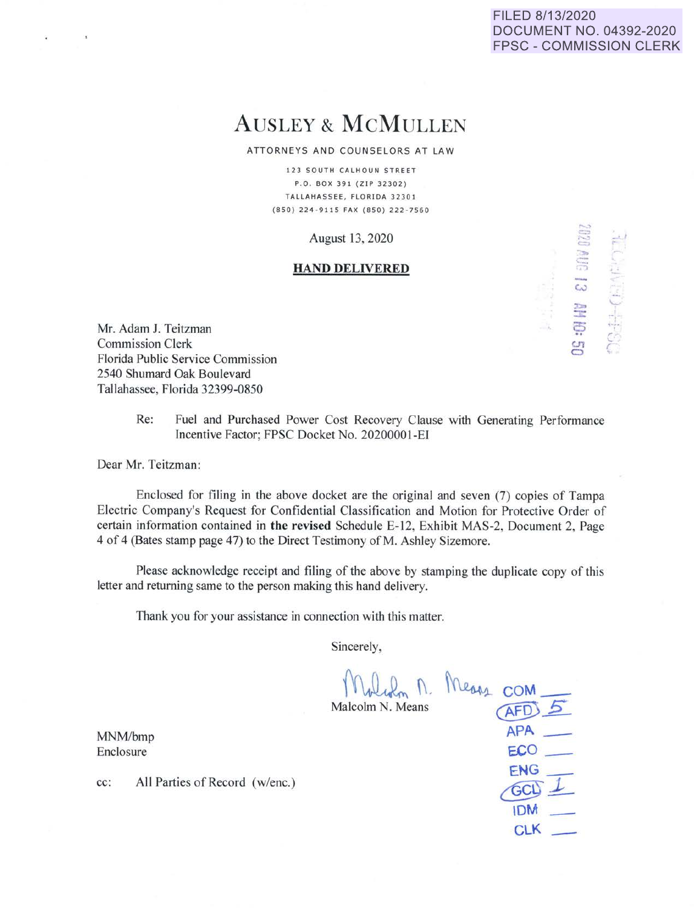FILED 8/13/2020
DOCUMENT NO. 04392-2020
FPSC - COMMISSION CLERK

# AUSLEY & MCMULLEN

ATTORNEYS AND COUNSELORS AT LAW

123 SOUTH CALHOUN STREET
P.O. BOX 391 (ZIP 32302)
TALLAHASSEE, FLORIDA 32301
(850) 224-9115 FAX (850) 222-7560

August 13, 2020

**HAND DELIVERED**

2020 AUG 13 AM 10: 50

RECEIVED-FPSC

Mr. Adam J. Teitzman
Commission Clerk
Florida Public Service Commission
2540 Shumard Oak Boulevard
Tallahassee, Florida 32399-0850

Re: Fuel and Purchased Power Cost Recovery Clause with Generating Performance Incentive Factor; FPSC Docket No. 20200001-EI

Dear Mr. Teitzman:

Enclosed for filing in the above docket are the original and seven (7) copies of Tampa Electric Company's Request for Confidential Classification and Motion for Protective Order of certain information contained in **the revised** Schedule E-12, Exhibit MAS-2, Document 2, Page 4 of 4 (Bates stamp page 47) to the Direct Testimony of M. Ashley Sizemore.

Please acknowledge receipt and filing of the above by stamping the duplicate copy of this letter and returning same to the person making this hand delivery.

Thank you for your assistance in connection with this matter.

Sincerely,

Malcolm N. Means

MNM/bmp
Enclosure

cc: All Parties of Record (w/enc.)

COM ___
AFD 5
APA ___
ECO ___
ENG ___
GCL 1
IDM ___
CLK ___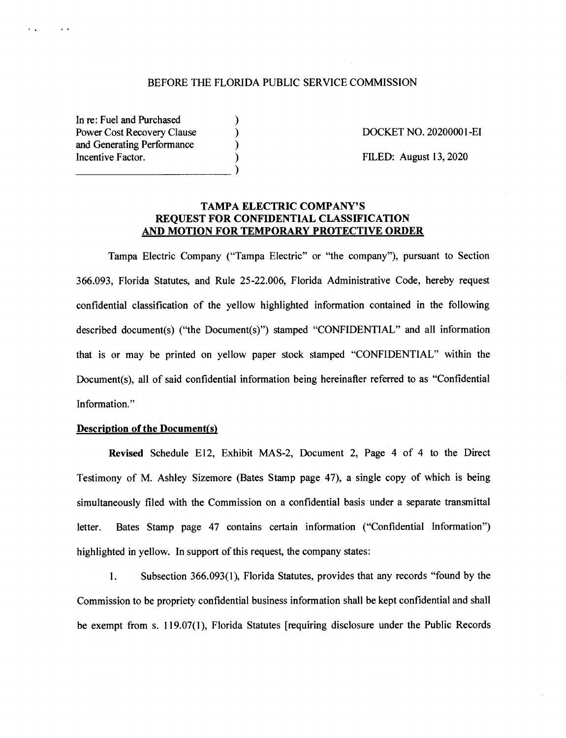BEFORE THE FLORIDA PUBLIC SERVICE COMMISSION

| In re: Fuel and Purchased Power Cost Recovery Clause and Generating Performance Incentive Factor. | DOCKET NO. 20200001-EI<br>FILED: August 13, 2020 |
|---|---|

## TAMPA ELECTRIC COMPANY'S REQUEST FOR CONFIDENTIAL CLASSIFICATION AND MOTION FOR TEMPORARY PROTECTIVE ORDER

Tampa Electric Company ("Tampa Electric" or "the company"), pursuant to Section 366.093, Florida Statutes, and Rule 25-22.006, Florida Administrative Code, hereby request confidential classification of the yellow highlighted information contained in the following described document(s) ("the Document(s)") stamped "CONFIDENTIAL" and all information that is or may be printed on yellow paper stock stamped "CONFIDENTIAL" within the Document(s), all of said confidential information being hereinafter referred to as "Confidential Information."

**Description of the Document(s)**

**Revised** Schedule E12, Exhibit MAS-2, Document 2, Page 4 of 4 to the Direct Testimony of M. Ashley Sizemore (Bates Stamp page 47), a single copy of which is being simultaneously filed with the Commission on a confidential basis under a separate transmittal letter. Bates Stamp page 47 contains certain information ("Confidential Information") highlighted in yellow. In support of this request, the company states:

1. Subsection 366.093(1), Florida Statutes, provides that any records "found by the Commission to be propriety confidential business information shall be kept confidential and shall be exempt from s. 119.07(1), Florida Statutes [requiring disclosure under the Public Records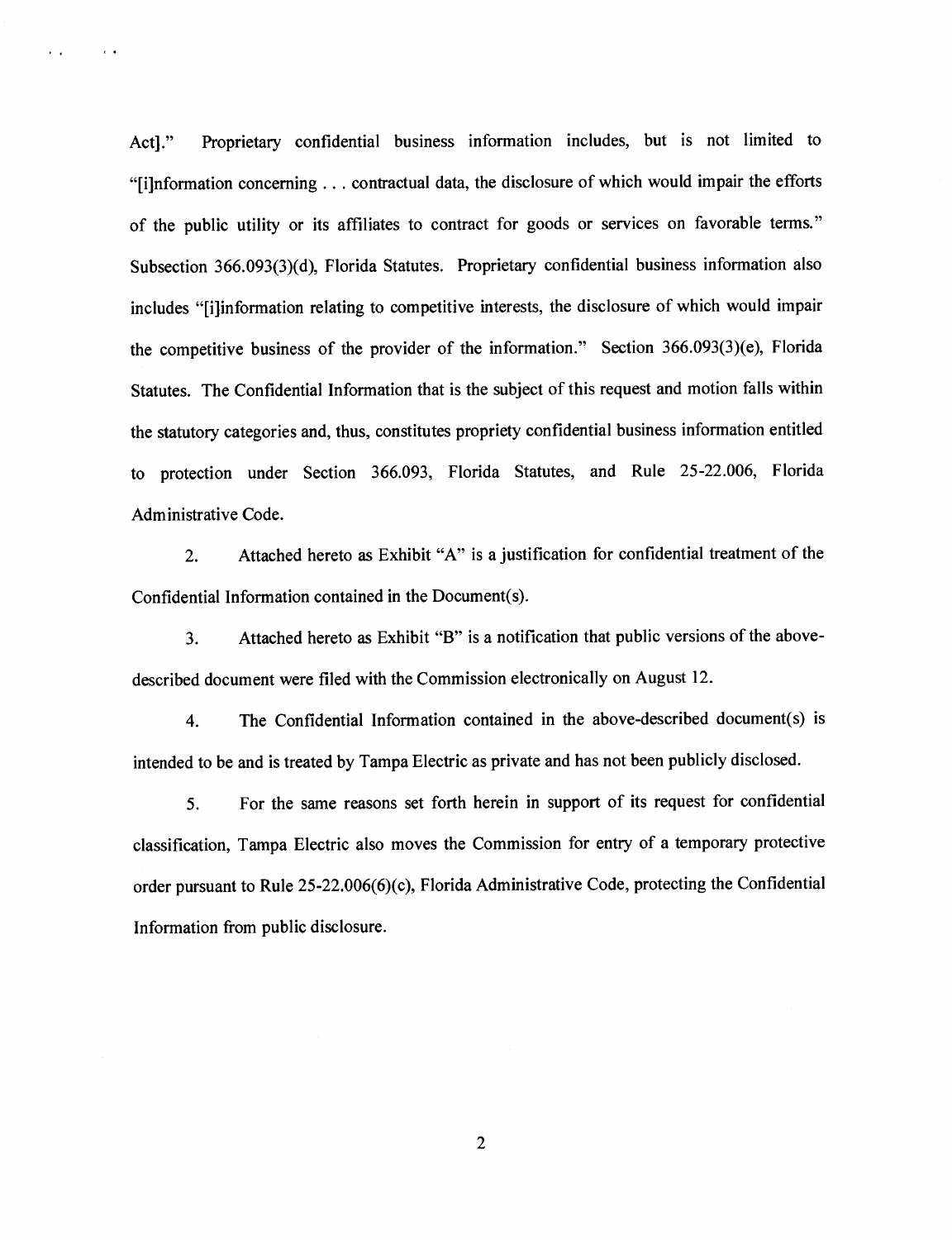Act]." Proprietary confidential business information includes, but is not limited to "[i]nformation concerning . . . contractual data, the disclosure of which would impair the efforts of the public utility or its affiliates to contract for goods or services on favorable terms." Subsection 366.093(3)(d), Florida Statutes. Proprietary confidential business information also includes "[i]information relating to competitive interests, the disclosure of which would impair the competitive business of the provider of the information." Section 366.093(3)(e), Florida Statutes. The Confidential Information that is the subject of this request and motion falls within the statutory categories and, thus, constitutes propriety confidential business information entitled to protection under Section 366.093, Florida Statutes, and Rule 25-22.006, Florida Administrative Code.

2. Attached hereto as Exhibit "A" is a justification for confidential treatment of the Confidential Information contained in the Document(s).

3. Attached hereto as Exhibit "B" is a notification that public versions of the above-described document were filed with the Commission electronically on August 12.

4. The Confidential Information contained in the above-described document(s) is intended to be and is treated by Tampa Electric as private and has not been publicly disclosed.

5. For the same reasons set forth herein in support of its request for confidential classification, Tampa Electric also moves the Commission for entry of a temporary protective order pursuant to Rule 25-22.006(6)(c), Florida Administrative Code, protecting the Confidential Information from public disclosure.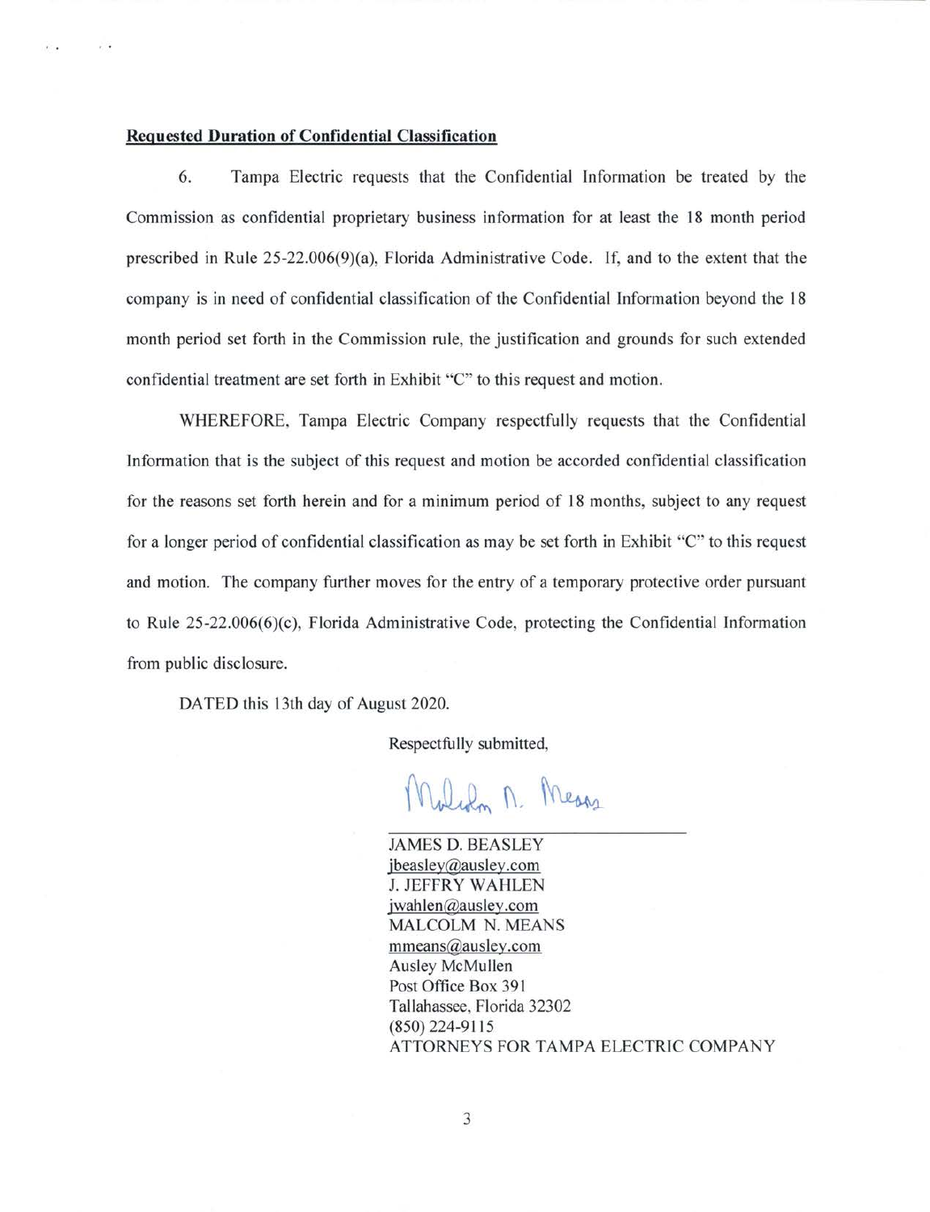**Requested Duration of Confidential Classification**

6. Tampa Electric requests that the Confidential Information be treated by the Commission as confidential proprietary business information for at least the 18 month period prescribed in Rule 25-22.006(9)(a), Florida Administrative Code. If, and to the extent that the company is in need of confidential classification of the Confidential Information beyond the 18 month period set forth in the Commission rule, the justification and grounds for such extended confidential treatment are set forth in Exhibit "C" to this request and motion.

WHEREFORE, Tampa Electric Company respectfully requests that the Confidential Information that is the subject of this request and motion be accorded confidential classification for the reasons set forth herein and for a minimum period of 18 months, subject to any request for a longer period of confidential classification as may be set forth in Exhibit "C" to this request and motion. The company further moves for the entry of a temporary protective order pursuant to Rule 25-22.006(6)(c), Florida Administrative Code, protecting the Confidential Information from public disclosure.

DATED this 13th day of August 2020.

Respectfully submitted,

JAMES D. BEASLEY
jbeasley@ausley.com
J. JEFFRY WAHLEN
jwahlen@ausley.com
MALCOLM N. MEANS
mmeans@ausley.com
Ausley McMullen
Post Office Box 391
Tallahassee, Florida 32302
(850) 224-9115
ATTORNEYS FOR TAMPA ELECTRIC COMPANY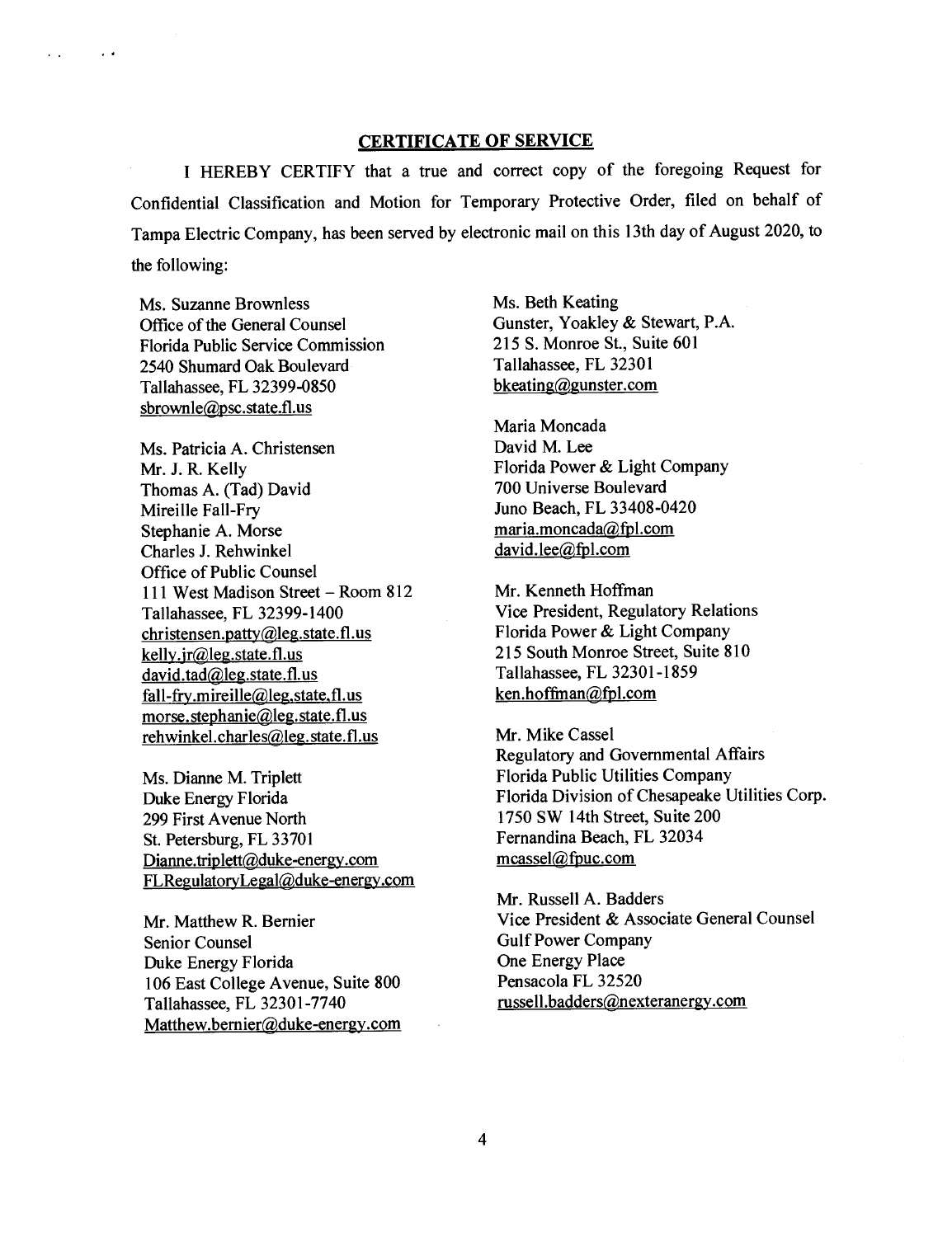## CERTIFICATE OF SERVICE

I HEREBY CERTIFY that a true and correct copy of the foregoing Request for Confidential Classification and Motion for Temporary Protective Order, filed on behalf of Tampa Electric Company, has been served by electronic mail on this 13th day of August 2020, to the following:

Ms. Suzanne Brownless
Office of the General Counsel
Florida Public Service Commission
2540 Shumard Oak Boulevard
Tallahassee, FL 32399-0850
sbrownle@psc.state.fl.us

Ms. Patricia A. Christensen
Mr. J. R. Kelly
Thomas A. (Tad) David
Mireille Fall-Fry
Stephanie A. Morse
Charles J. Rehwinkel
Office of Public Counsel
111 West Madison Street – Room 812
Tallahassee, FL 32399-1400
christensen.patty@leg.state.fl.us
kelly.jr@leg.state.fl.us
david.tad@leg.state.fl.us
fall-fry.mireille@leg.state.fl.us
morse.stephanie@leg.state.fl.us
rehwinkel.charles@leg.state.fl.us

Ms. Dianne M. Triplett
Duke Energy Florida
299 First Avenue North
St. Petersburg, FL 33701
Dianne.triplett@duke-energy.com
FLRegulatoryLegal@duke-energy.com

Mr. Matthew R. Bernier
Senior Counsel
Duke Energy Florida
106 East College Avenue, Suite 800
Tallahassee, FL 32301-7740
Matthew.bernier@duke-energy.com

Ms. Beth Keating
Gunster, Yoakley & Stewart, P.A.
215 S. Monroe St., Suite 601
Tallahassee, FL 32301
bkeating@gunster.com

Maria Moncada
David M. Lee
Florida Power & Light Company
700 Universe Boulevard
Juno Beach, FL 33408-0420
maria.moncada@fpl.com
david.lee@fpl.com

Mr. Kenneth Hoffman
Vice President, Regulatory Relations
Florida Power & Light Company
215 South Monroe Street, Suite 810
Tallahassee, FL 32301-1859
ken.hoffman@fpl.com

Mr. Mike Cassel
Regulatory and Governmental Affairs
Florida Public Utilities Company
Florida Division of Chesapeake Utilities Corp.
1750 SW 14th Street, Suite 200
Fernandina Beach, FL 32034
mcassel@fpuc.com

Mr. Russell A. Badders
Vice President & Associate General Counsel
Gulf Power Company
One Energy Place
Pensacola FL 32520
russell.badders@nexteranergy.com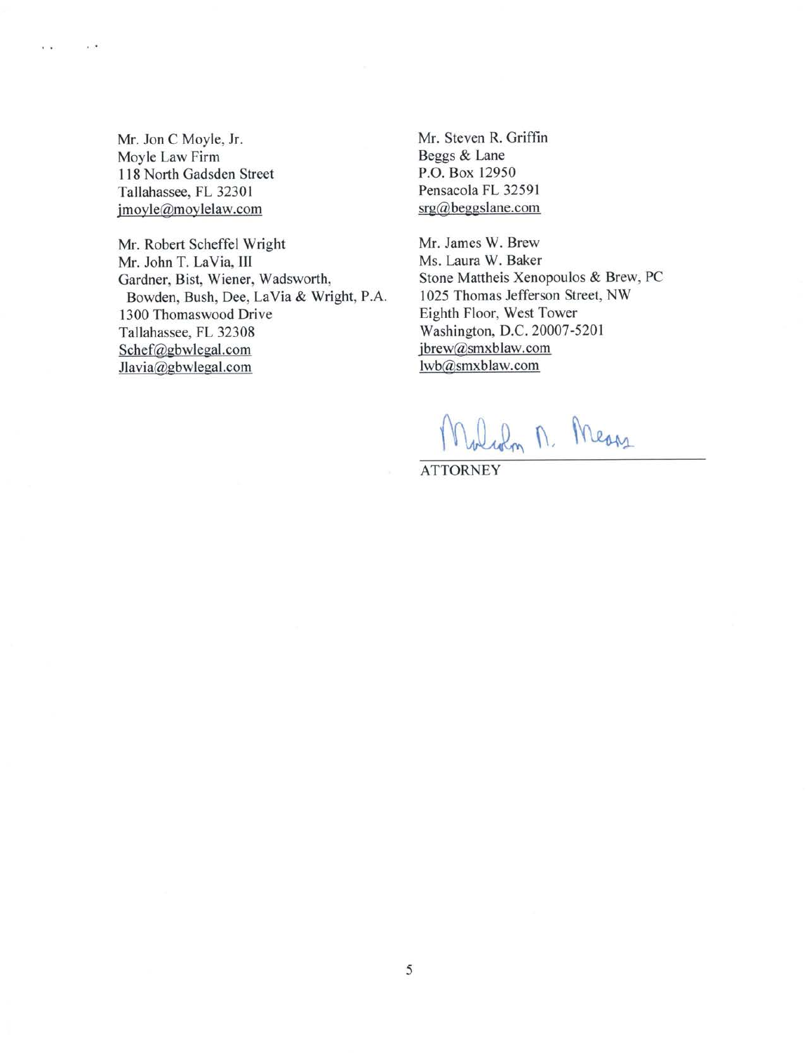Mr. Jon C Moyle, Jr.
Moyle Law Firm
118 North Gadsden Street
Tallahassee, FL 32301
jmoyle@moylelaw.com

Mr. Robert Scheffel Wright
Mr. John T. LaVia, III
Gardner, Bist, Wiener, Wadsworth,
Bowden, Bush, Dee, LaVia & Wright, P.A.
1300 Thomaswood Drive
Tallahassee, FL 32308
Schef@gbwlegal.com
Jlavia@gbwlegal.com

Mr. Steven R. Griffin
Beggs & Lane
P.O. Box 12950
Pensacola FL 32591
srg@beggslane.com

Mr. James W. Brew
Ms. Laura W. Baker
Stone Mattheis Xenopoulos & Brew, PC
1025 Thomas Jefferson Street, NW
Eighth Floor, West Tower
Washington, D.C. 20007-5201
jbrew@smxblaw.com
lwb@smxblaw.com

Malcolm N. Means

ATTORNEY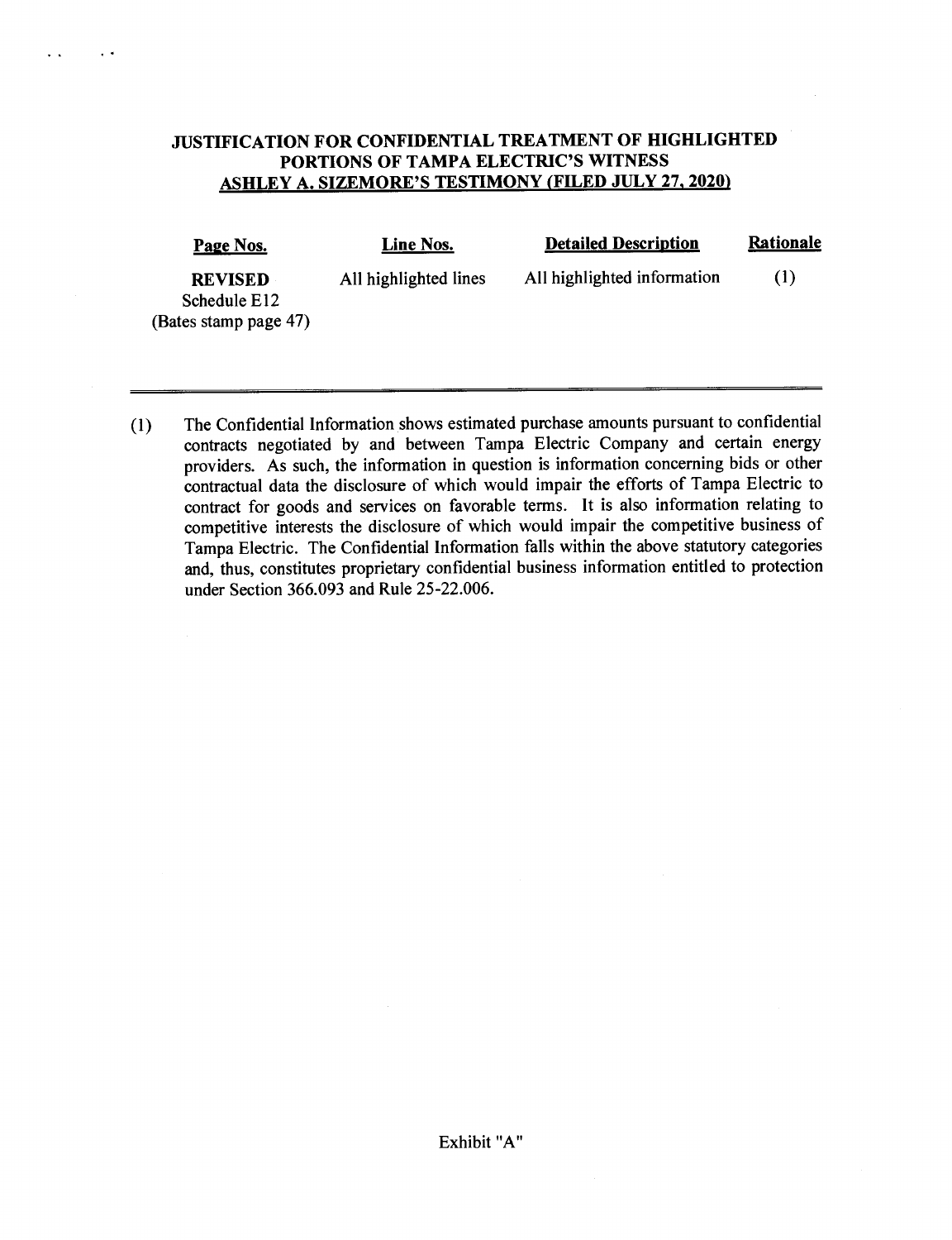**JUSTIFICATION FOR CONFIDENTIAL TREATMENT OF HIGHLIGHTED PORTIONS OF TAMPA ELECTRIC'S WITNESS ASHLEY A. SIZEMORE'S TESTIMONY (FILED JULY 27, 2020)**

| Page Nos. | Line Nos. | Detailed Description | Rationale |
|---|---|---|---|
| **REVISED** Schedule E12 (Bates stamp page 47) | All highlighted lines | All highlighted information | (1) |

(1) The Confidential Information shows estimated purchase amounts pursuant to confidential contracts negotiated by and between Tampa Electric Company and certain energy providers. As such, the information in question is information concerning bids or other contractual data the disclosure of which would impair the efforts of Tampa Electric to contract for goods and services on favorable terms. It is also information relating to competitive interests the disclosure of which would impair the competitive business of Tampa Electric. The Confidential Information falls within the above statutory categories and, thus, constitutes proprietary confidential business information entitled to protection under Section 366.093 and Rule 25-22.006.

Exhibit "A"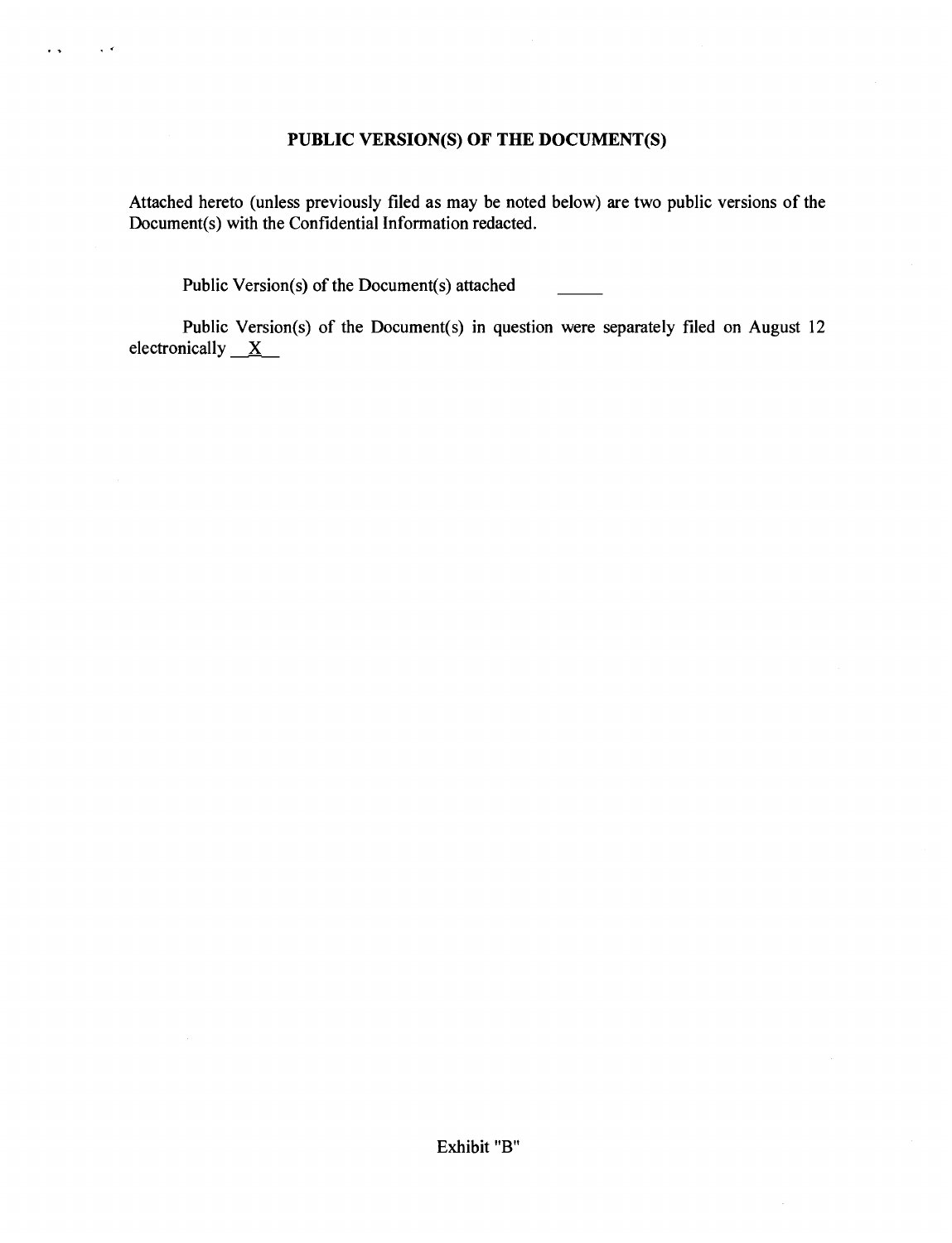## PUBLIC VERSION(S) OF THE DOCUMENT(S)

Attached hereto (unless previously filed as may be noted below) are two public versions of the Document(s) with the Confidential Information redacted.

Public Version(s) of the Document(s) attached _____

Public Version(s) of the Document(s) in question were separately filed on August 12 electronically __X__

Exhibit "B"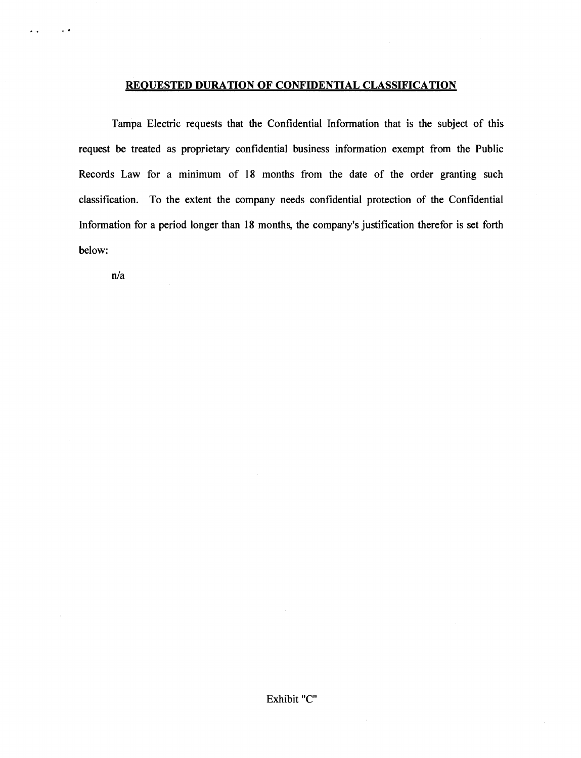## REQUESTED DURATION OF CONFIDENTIAL CLASSIFICATION

Tampa Electric requests that the Confidential Information that is the subject of this request be treated as proprietary confidential business information exempt from the Public Records Law for a minimum of 18 months from the date of the order granting such classification. To the extent the company needs confidential protection of the Confidential Information for a period longer than 18 months, the company's justification therefor is set forth below:

n/a

Exhibit "C"